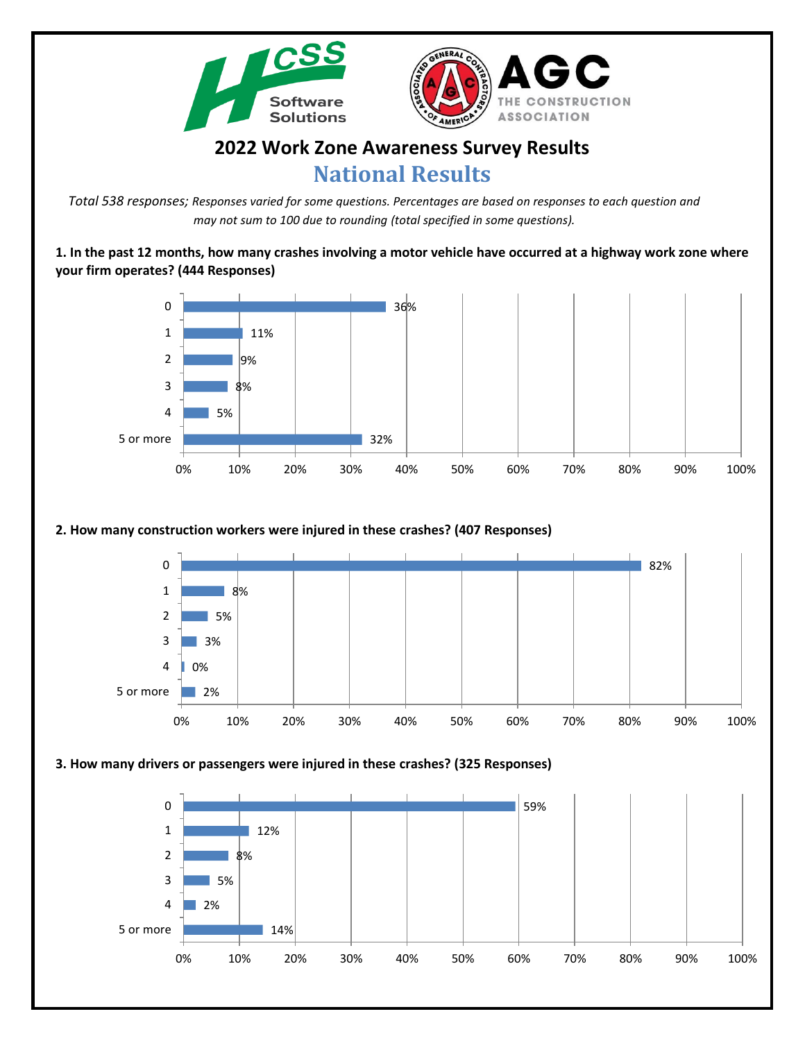# 2022 Work Zone Awareness Survey Results

## National Results

*Total 538 responses; Responses varied for some questions. Percentages are based on responses to each question and may not sum to 100 due to rounding (total specified in some questions).*

**1. In the past 12 months, how many crashes involving a motor vehicle have occurred at a highway work zone where your firm operates? (444 Responses)**

| Response | Percentage |
| --- | --- |
| 0 | 36% |
| 1 | 11% |
| 2 | 9% |
| 3 | 8% |
| 4 | 5% |
| 5 or more | 32% |

**2. How many construction workers were injured in these crashes? (407 Responses)**

| Response | Percentage |
| --- | --- |
| 0 | 82% |
| 1 | 8% |
| 2 | 5% |
| 3 | 3% |
| 4 | 0% |
| 5 or more | 2% |

**3. How many drivers or passengers were injured in these crashes? (325 Responses)**

| Response | Percentage |
| --- | --- |
| 0 | 59% |
| 1 | 12% |
| 2 | 8% |
| 3 | 5% |
| 4 | 2% |
| 5 or more | 14% |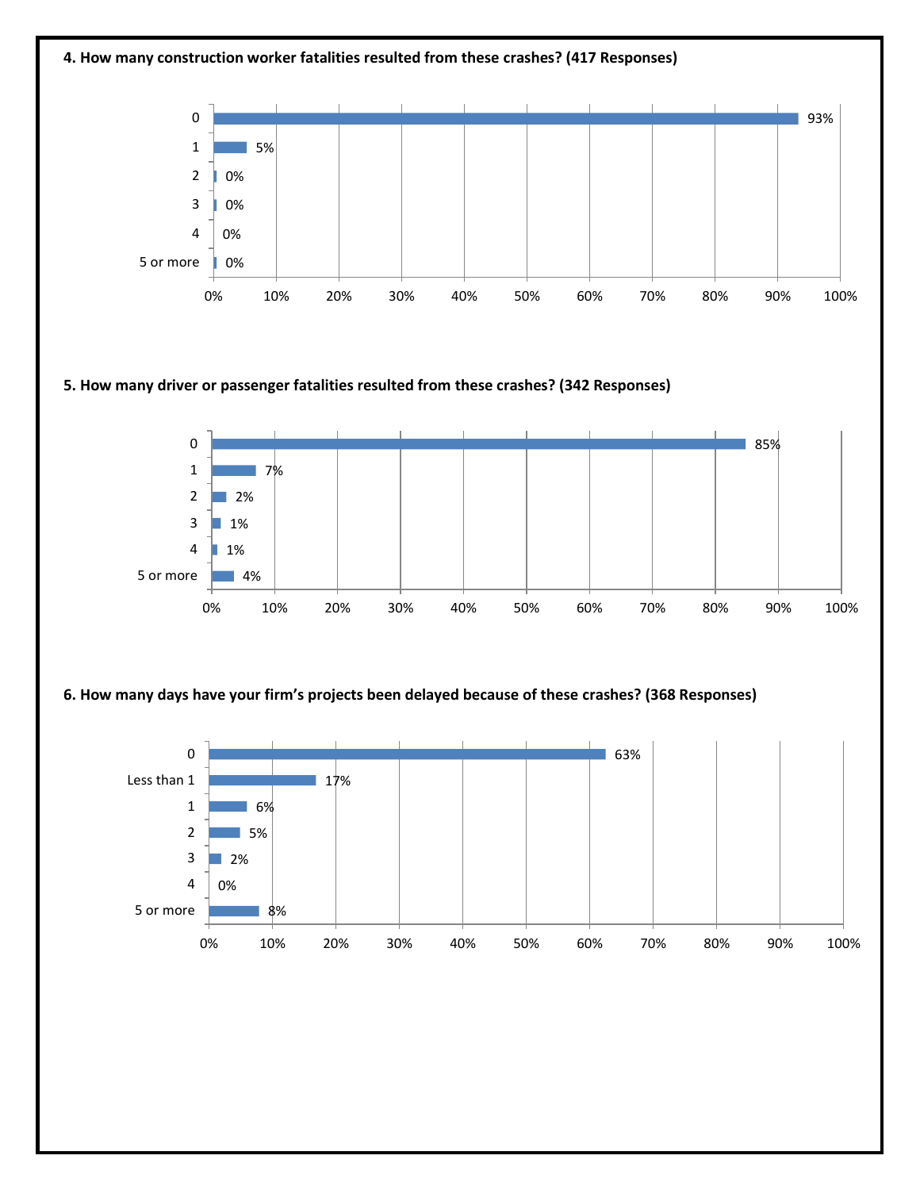**4. How many construction worker fatalities resulted from these crashes? (417 Responses)**

| Response | Percent |
|---|---|
| 0 | 93% |
| 1 | 5% |
| 2 | 0% |
| 3 | 0% |
| 4 | 0% |
| 5 or more | 0% |

**5. How many driver or passenger fatalities resulted from these crashes? (342 Responses)**

| Response | Percent |
|---|---|
| 0 | 85% |
| 1 | 7% |
| 2 | 2% |
| 3 | 1% |
| 4 | 1% |
| 5 or more | 4% |

**6. How many days have your firm's projects been delayed because of these crashes? (368 Responses)**

| Response | Percent |
|---|---|
| 0 | 63% |
| Less than 1 | 17% |
| 1 | 6% |
| 2 | 5% |
| 3 | 2% |
| 4 | 0% |
| 5 or more | 8% |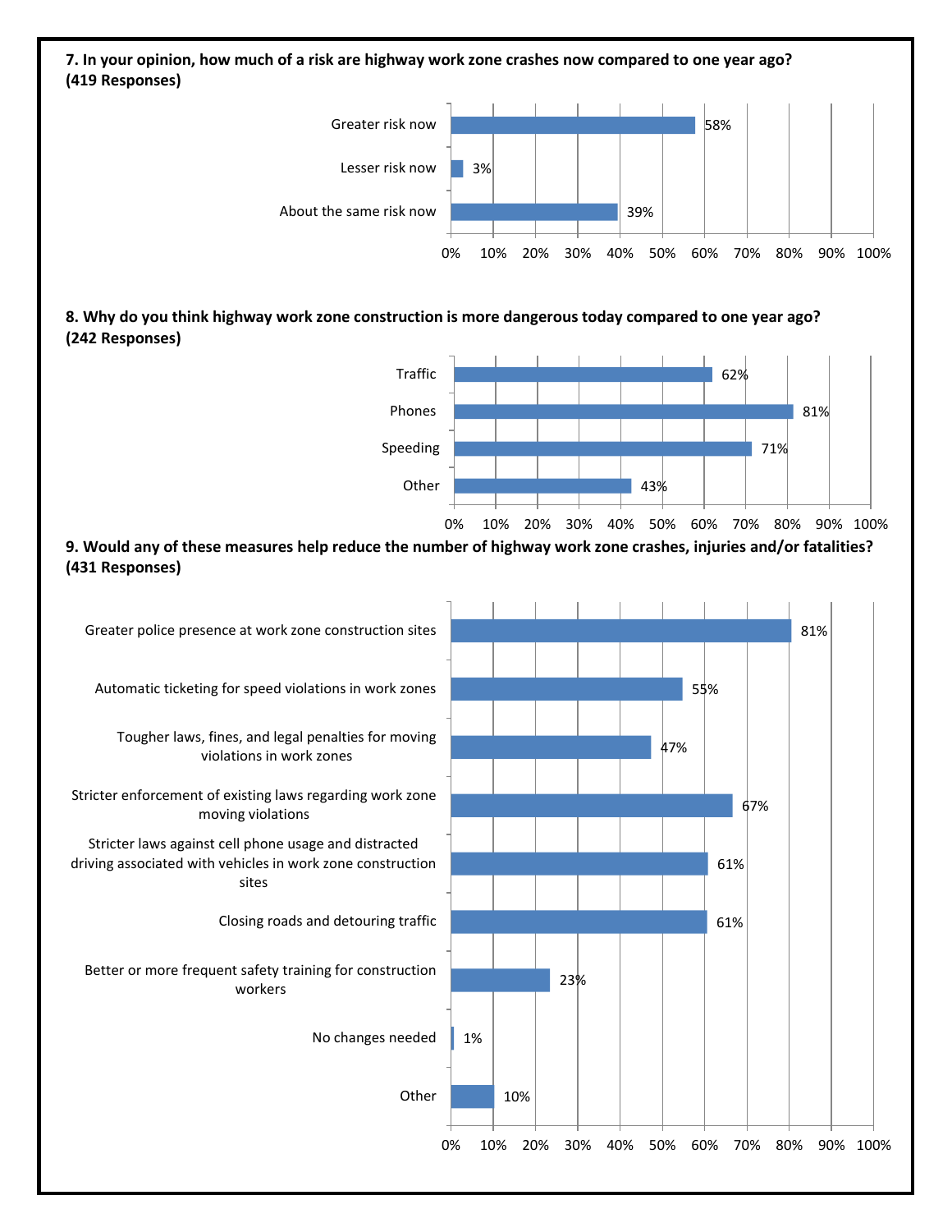**7. In your opinion, how much of a risk are highway work zone crashes now compared to one year ago? (419 Responses)**

| Response | Percentage |
|---|---|
| Greater risk now | 58% |
| Lesser risk now | 3% |
| About the same risk now | 39% |

**8. Why do you think highway work zone construction is more dangerous today compared to one year ago? (242 Responses)**

| Response | Percentage |
|---|---|
| Traffic | 62% |
| Phones | 81% |
| Speeding | 71% |
| Other | 43% |

**9. Would any of these measures help reduce the number of highway work zone crashes, injuries and/or fatalities? (431 Responses)**

| Response | Percentage |
|---|---|
| Greater police presence at work zone construction sites | 81% |
| Automatic ticketing for speed violations in work zones | 55% |
| Tougher laws, fines, and legal penalties for moving violations in work zones | 47% |
| Stricter enforcement of existing laws regarding work zone moving violations | 67% |
| Stricter laws against cell phone usage and distracted driving associated with vehicles in work zone construction sites | 61% |
| Closing roads and detouring traffic | 61% |
| Better or more frequent safety training for construction workers | 23% |
| No changes needed | 1% |
| Other | 10% |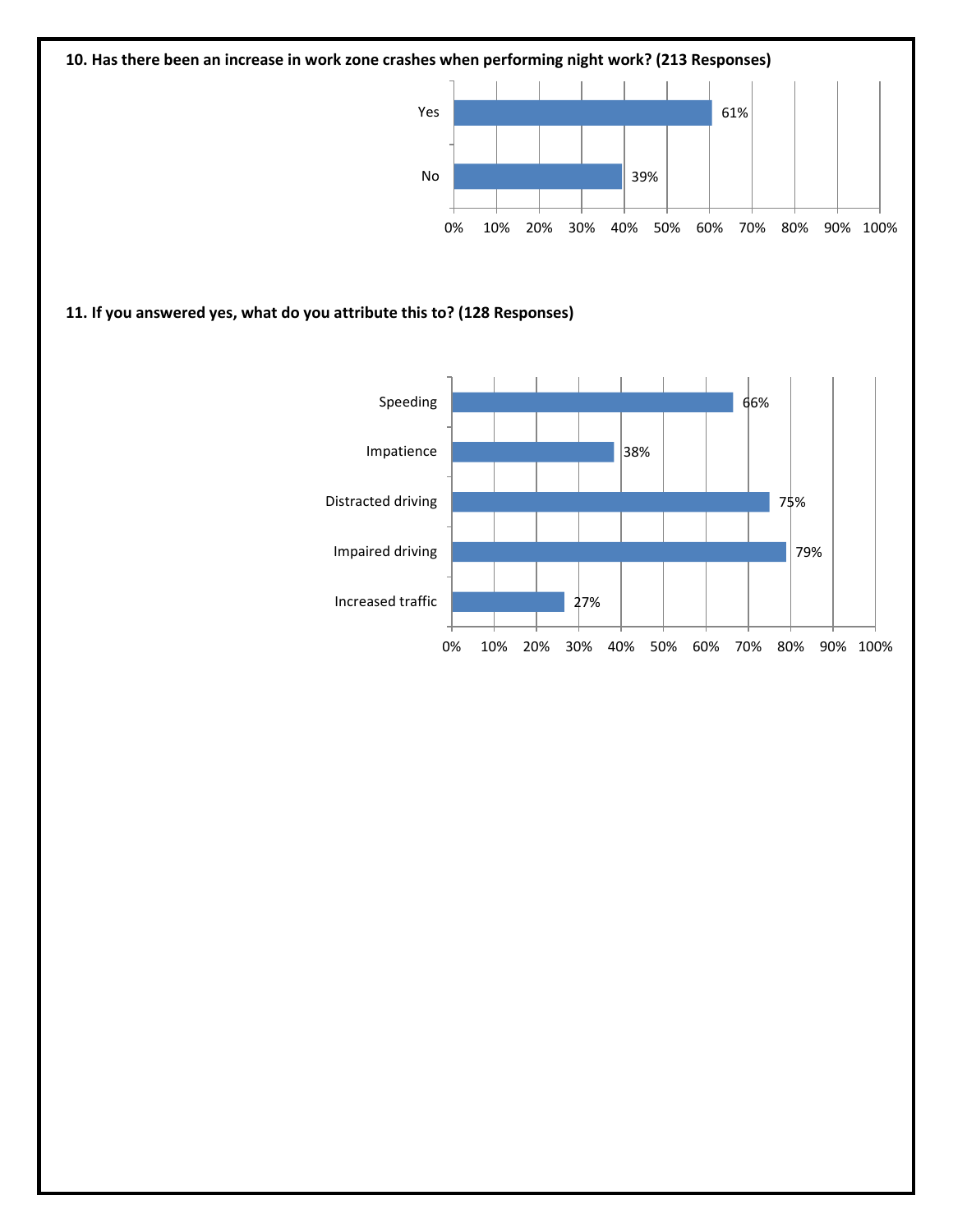**10. Has there been an increase in work zone crashes when performing night work? (213 Responses)**

Yes
61%
No
39%

0% 10% 20% 30% 40% 50% 60% 70% 80% 90% 100%

**11. If you answered yes, what do you attribute this to? (128 Responses)**

Speeding
66%
Impatience
38%
Distracted driving
75%
Impaired driving
79%
Increased traffic
27%

0% 10% 20% 30% 40% 50% 60% 70% 80% 90% 100%